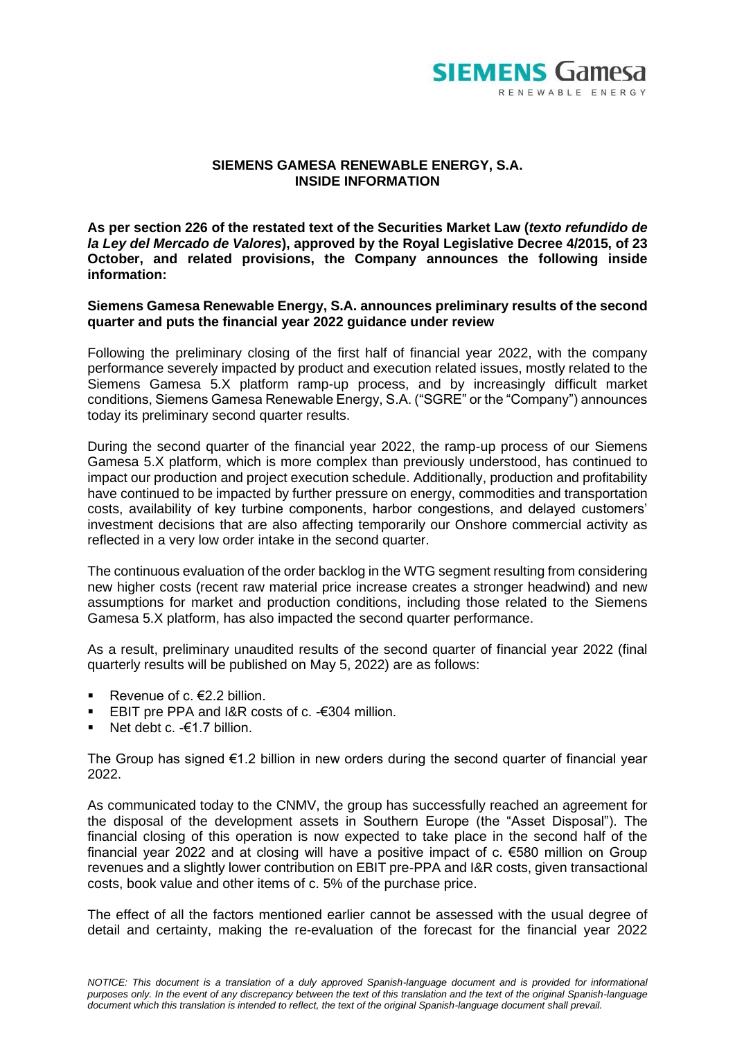**SIEMENS GAMESA RENEWABLE ENERGY, S.A.**
**INSIDE INFORMATION**

**As per section 226 of the restated text of the Securities Market Law (*texto refundido de la Ley del Mercado de Valores*), approved by the Royal Legislative Decree 4/2015, of 23 October, and related provisions, the Company announces the following inside information:**

**Siemens Gamesa Renewable Energy, S.A. announces preliminary results of the second quarter and puts the financial year 2022 guidance under review**

Following the preliminary closing of the first half of financial year 2022, with the company performance severely impacted by product and execution related issues, mostly related to the Siemens Gamesa 5.X platform ramp-up process, and by increasingly difficult market conditions, Siemens Gamesa Renewable Energy, S.A. ("SGRE" or the "Company") announces today its preliminary second quarter results.

During the second quarter of the financial year 2022, the ramp-up process of our Siemens Gamesa 5.X platform, which is more complex than previously understood, has continued to impact our production and project execution schedule. Additionally, production and profitability have continued to be impacted by further pressure on energy, commodities and transportation costs, availability of key turbine components, harbor congestions, and delayed customers' investment decisions that are also affecting temporarily our Onshore commercial activity as reflected in a very low order intake in the second quarter.

The continuous evaluation of the order backlog in the WTG segment resulting from considering new higher costs (recent raw material price increase creates a stronger headwind) and new assumptions for market and production conditions, including those related to the Siemens Gamesa 5.X platform, has also impacted the second quarter performance.

As a result, preliminary unaudited results of the second quarter of financial year 2022 (final quarterly results will be published on May 5, 2022) are as follows:

- Revenue of c. €2.2 billion.
- EBIT pre PPA and I&R costs of c. -€304 million.
- Net debt c. -€1.7 billion.

The Group has signed €1.2 billion in new orders during the second quarter of financial year 2022.

As communicated today to the CNMV, the group has successfully reached an agreement for the disposal of the development assets in Southern Europe (the "Asset Disposal"). The financial closing of this operation is now expected to take place in the second half of the financial year 2022 and at closing will have a positive impact of c. €580 million on Group revenues and a slightly lower contribution on EBIT pre-PPA and I&R costs, given transactional costs, book value and other items of c. 5% of the purchase price.

The effect of all the factors mentioned earlier cannot be assessed with the usual degree of detail and certainty, making the re-evaluation of the forecast for the financial year 2022

*NOTICE: This document is a translation of a duly approved Spanish-language document and is provided for informational purposes only. In the event of any discrepancy between the text of this translation and the text of the original Spanish-language document which this translation is intended to reflect, the text of the original Spanish-language document shall prevail.*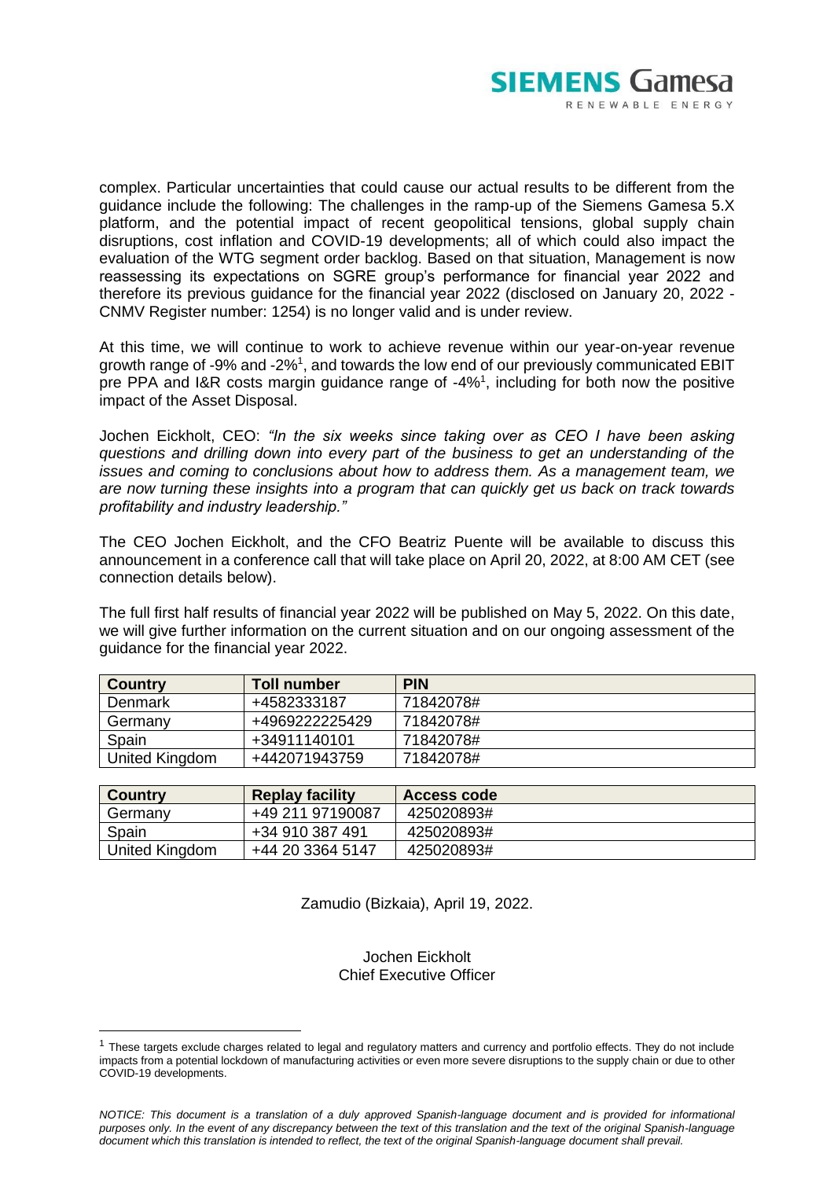complex. Particular uncertainties that could cause our actual results to be different from the guidance include the following: The challenges in the ramp-up of the Siemens Gamesa 5.X platform, and the potential impact of recent geopolitical tensions, global supply chain disruptions, cost inflation and COVID-19 developments; all of which could also impact the evaluation of the WTG segment order backlog. Based on that situation, Management is now reassessing its expectations on SGRE group's performance for financial year 2022 and therefore its previous guidance for the financial year 2022 (disclosed on January 20, 2022 - CNMV Register number: 1254) is no longer valid and is under review.

At this time, we will continue to work to achieve revenue within our year-on-year revenue growth range of -9% and -2%[1], and towards the low end of our previously communicated EBIT pre PPA and I&R costs margin guidance range of -4%[1], including for both now the positive impact of the Asset Disposal.

Jochen Eickholt, CEO: *"In the six weeks since taking over as CEO I have been asking questions and drilling down into every part of the business to get an understanding of the issues and coming to conclusions about how to address them. As a management team, we are now turning these insights into a program that can quickly get us back on track towards profitability and industry leadership."*

The CEO Jochen Eickholt, and the CFO Beatriz Puente will be available to discuss this announcement in a conference call that will take place on April 20, 2022, at 8:00 AM CET (see connection details below).

The full first half results of financial year 2022 will be published on May 5, 2022. On this date, we will give further information on the current situation and on our ongoing assessment of the guidance for the financial year 2022.

| Country | Toll number | PIN |
|---|---|---|
| Denmark | +4582333187 | 71842078# |
| Germany | +4969222225429 | 71842078# |
| Spain | +34911140101 | 71842078# |
| United Kingdom | +442071943759 | 71842078# |

| Country | Replay facility | Access code |
|---|---|---|
| Germany | +49 211 97190087 | 425020893# |
| Spain | +34 910 387 491 | 425020893# |
| United Kingdom | +44 20 3364 5147 | 425020893# |

Zamudio (Bizkaia), April 19, 2022.

Jochen Eickholt
Chief Executive Officer

[1] These targets exclude charges related to legal and regulatory matters and currency and portfolio effects. They do not include impacts from a potential lockdown of manufacturing activities or even more severe disruptions to the supply chain or due to other COVID-19 developments.

*NOTICE: This document is a translation of a duly approved Spanish-language document and is provided for informational purposes only. In the event of any discrepancy between the text of this translation and the text of the original Spanish-language document which this translation is intended to reflect, the text of the original Spanish-language document shall prevail.*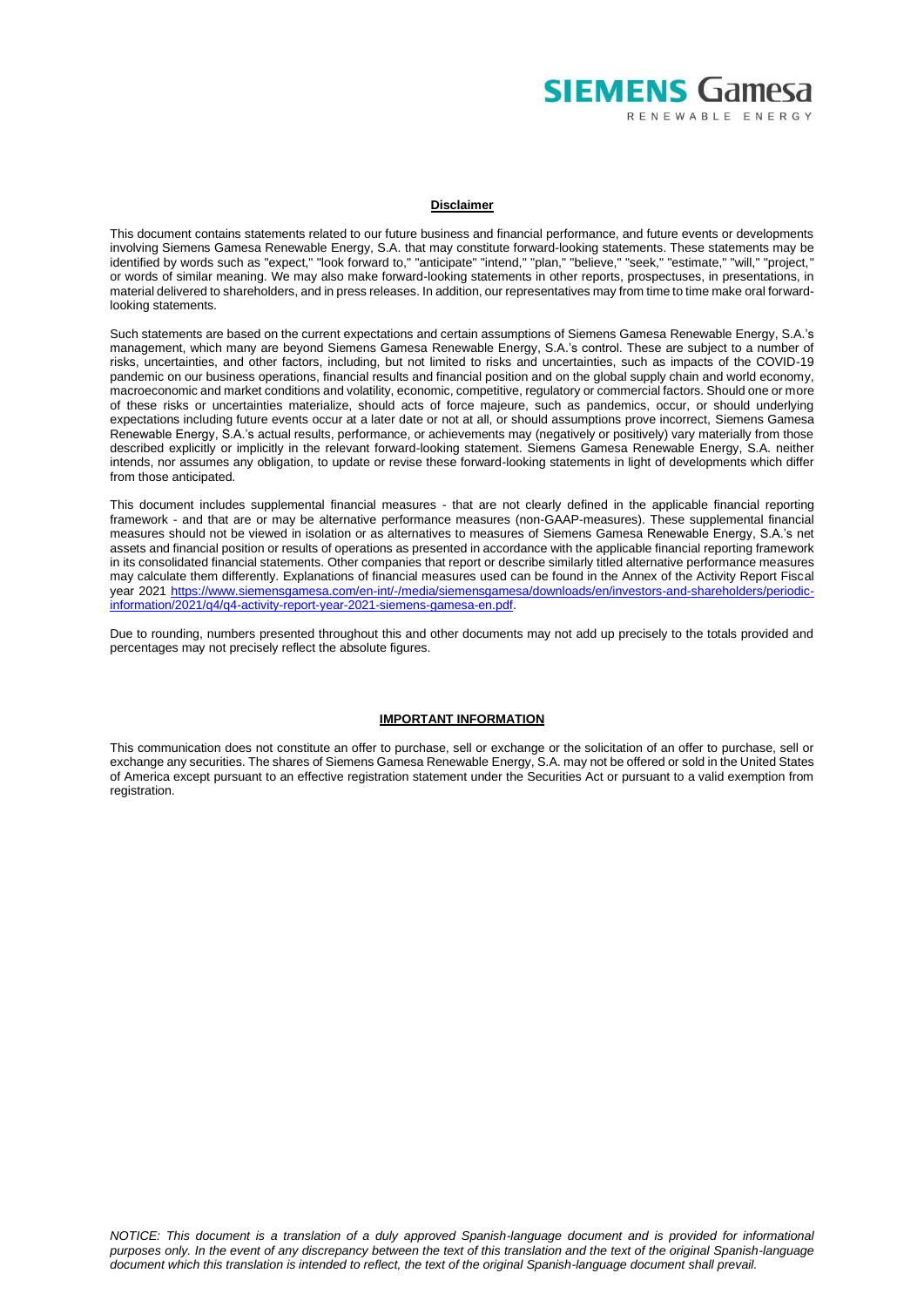**SIEMENS Gamesa**
RENEWABLE ENERGY

**Disclaimer**

This document contains statements related to our future business and financial performance, and future events or developments involving Siemens Gamesa Renewable Energy, S.A. that may constitute forward-looking statements. These statements may be identified by words such as "expect," "look forward to," "anticipate" "intend," "plan," "believe," "seek," "estimate," "will," "project," or words of similar meaning. We may also make forward-looking statements in other reports, prospectuses, in presentations, in material delivered to shareholders, and in press releases. In addition, our representatives may from time to time make oral forward-looking statements.

Such statements are based on the current expectations and certain assumptions of Siemens Gamesa Renewable Energy, S.A.'s management, which many are beyond Siemens Gamesa Renewable Energy, S.A.'s control. These are subject to a number of risks, uncertainties, and other factors, including, but not limited to risks and uncertainties, such as impacts of the COVID-19 pandemic on our business operations, financial results and financial position and on the global supply chain and world economy, macroeconomic and market conditions and volatility, economic, competitive, regulatory or commercial factors. Should one or more of these risks or uncertainties materialize, should acts of force majeure, such as pandemics, occur, or should underlying expectations including future events occur at a later date or not at all, or should assumptions prove incorrect, Siemens Gamesa Renewable Energy, S.A.'s actual results, performance, or achievements may (negatively or positively) vary materially from those described explicitly or implicitly in the relevant forward-looking statement. Siemens Gamesa Renewable Energy, S.A. neither intends, nor assumes any obligation, to update or revise these forward-looking statements in light of developments which differ from those anticipated.

This document includes supplemental financial measures - that are not clearly defined in the applicable financial reporting framework - and that are or may be alternative performance measures (non-GAAP-measures). These supplemental financial measures should not be viewed in isolation or as alternatives to measures of Siemens Gamesa Renewable Energy, S.A.'s net assets and financial position or results of operations as presented in accordance with the applicable financial reporting framework in its consolidated financial statements. Other companies that report or describe similarly titled alternative performance measures may calculate them differently. Explanations of financial measures used can be found in the Annex of the Activity Report Fiscal year 2021 https://www.siemensgamesa.com/en-int/-/media/siemensgamesa/downloads/en/investors-and-shareholders/periodic-information/2021/q4/q4-activity-report-year-2021-siemens-gamesa-en.pdf.

Due to rounding, numbers presented throughout this and other documents may not add up precisely to the totals provided and percentages may not precisely reflect the absolute figures.

**IMPORTANT INFORMATION**

This communication does not constitute an offer to purchase, sell or exchange or the solicitation of an offer to purchase, sell or exchange any securities. The shares of Siemens Gamesa Renewable Energy, S.A. may not be offered or sold in the United States of America except pursuant to an effective registration statement under the Securities Act or pursuant to a valid exemption from registration.

*NOTICE: This document is a translation of a duly approved Spanish-language document and is provided for informational purposes only. In the event of any discrepancy between the text of this translation and the text of the original Spanish-language document which this translation is intended to reflect, the text of the original Spanish-language document shall prevail.*